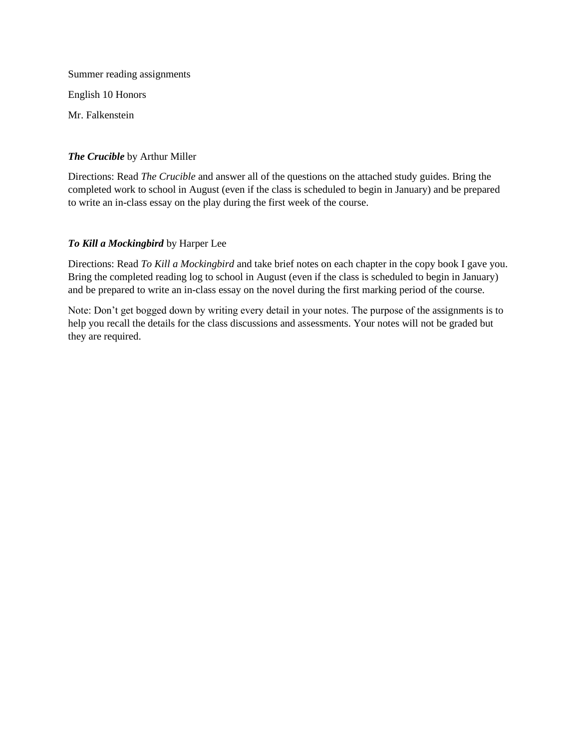Summer reading assignments

English 10 Honors

Mr. Falkenstein

***The Crucible*** by Arthur Miller

Directions: Read *The Crucible* and answer all of the questions on the attached study guides. Bring the completed work to school in August (even if the class is scheduled to begin in January) and be prepared to write an in-class essay on the play during the first week of the course.

***To Kill a Mockingbird*** by Harper Lee

Directions: Read *To Kill a Mockingbird* and take brief notes on each chapter in the copy book I gave you. Bring the completed reading log to school in August (even if the class is scheduled to begin in January) and be prepared to write an in-class essay on the novel during the first marking period of the course.

Note: Don't get bogged down by writing every detail in your notes. The purpose of the assignments is to help you recall the details for the class discussions and assessments. Your notes will not be graded but they are required.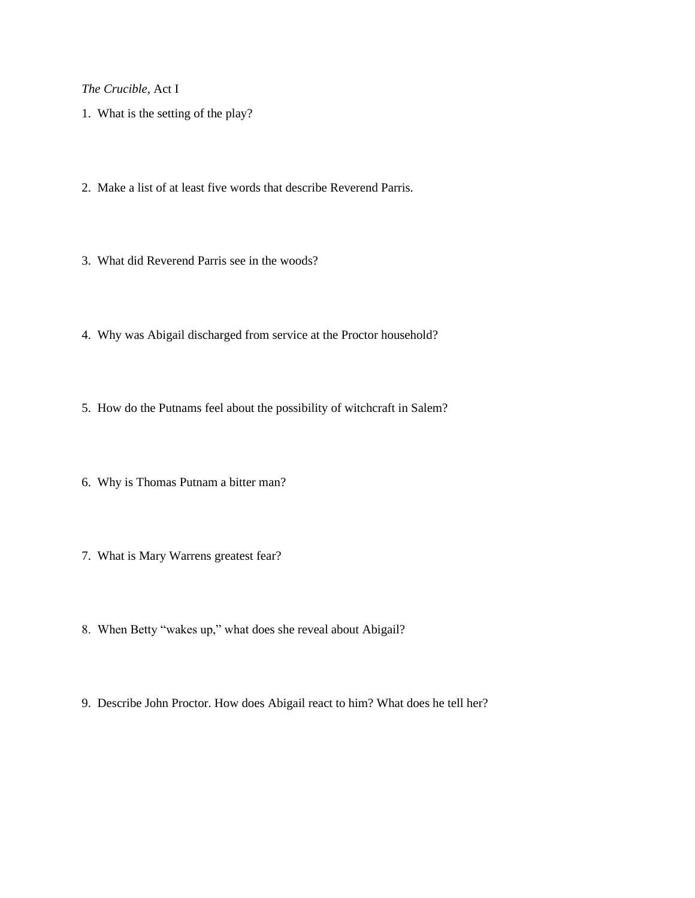*The Crucible*, Act I

1. What is the setting of the play?

2. Make a list of at least five words that describe Reverend Parris.

3. What did Reverend Parris see in the woods?

4. Why was Abigail discharged from service at the Proctor household?

5. How do the Putnams feel about the possibility of witchcraft in Salem?

6. Why is Thomas Putnam a bitter man?

7. What is Mary Warrens greatest fear?

8. When Betty "wakes up," what does she reveal about Abigail?

9. Describe John Proctor. How does Abigail react to him? What does he tell her?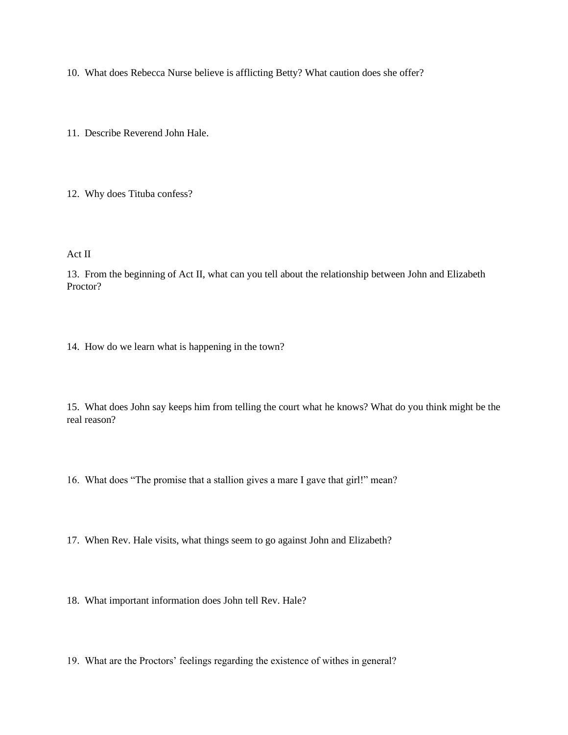10. What does Rebecca Nurse believe is afflicting Betty? What caution does she offer?

11. Describe Reverend John Hale.

12. Why does Tituba confess?

Act II

13. From the beginning of Act II, what can you tell about the relationship between John and Elizabeth Proctor?

14. How do we learn what is happening in the town?

15. What does John say keeps him from telling the court what he knows? What do you think might be the real reason?

16. What does "The promise that a stallion gives a mare I gave that girl!" mean?

17. When Rev. Hale visits, what things seem to go against John and Elizabeth?

18. What important information does John tell Rev. Hale?

19. What are the Proctors' feelings regarding the existence of withes in general?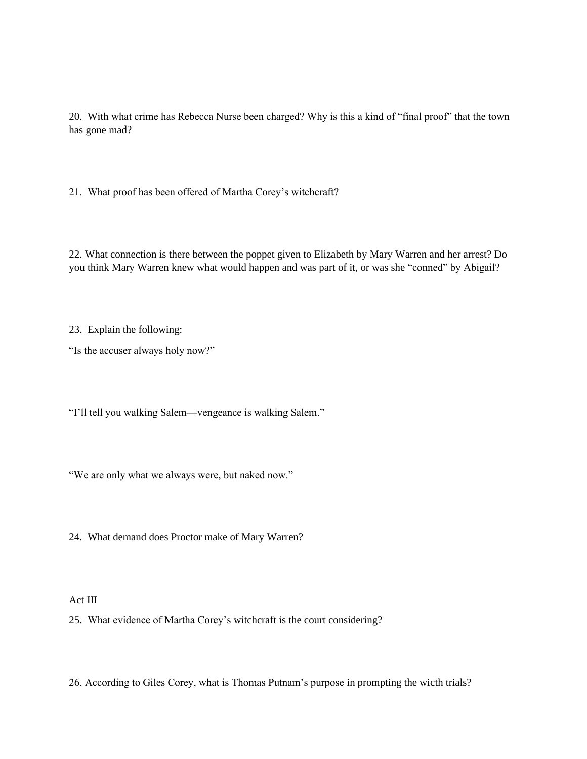20. With what crime has Rebecca Nurse been charged? Why is this a kind of "final proof" that the town has gone mad?

21. What proof has been offered of Martha Corey's witchcraft?

22. What connection is there between the poppet given to Elizabeth by Mary Warren and her arrest? Do you think Mary Warren knew what would happen and was part of it, or was she "conned" by Abigail?

23. Explain the following:

"Is the accuser always holy now?"

"I'll tell you walking Salem—vengeance is walking Salem."

"We are only what we always were, but naked now."

24. What demand does Proctor make of Mary Warren?

Act III

25. What evidence of Martha Corey's witchcraft is the court considering?

26. According to Giles Corey, what is Thomas Putnam's purpose in prompting the wicth trials?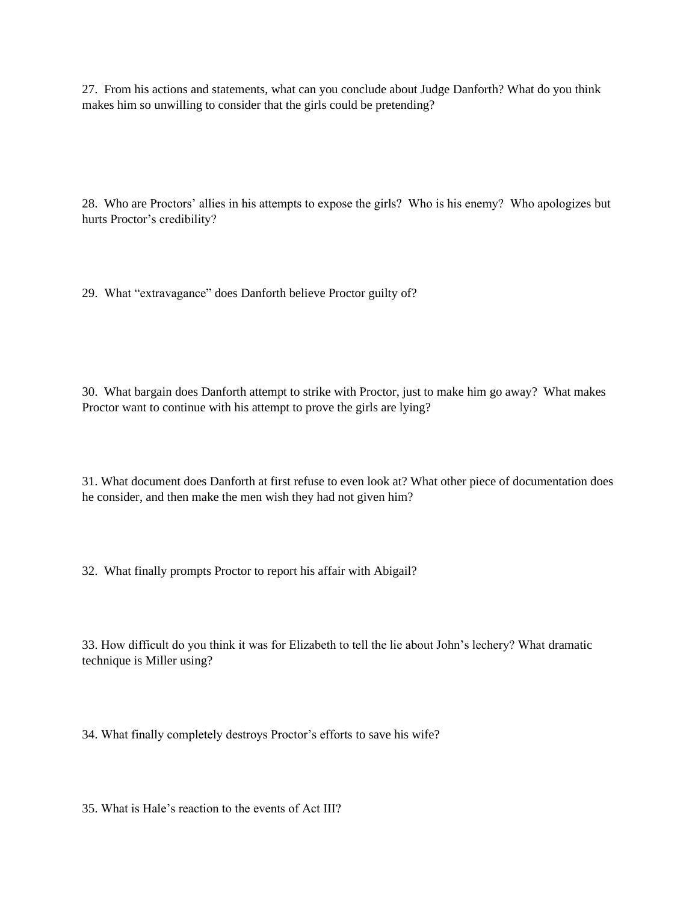27. From his actions and statements, what can you conclude about Judge Danforth? What do you think makes him so unwilling to consider that the girls could be pretending?

28. Who are Proctors' allies in his attempts to expose the girls? Who is his enemy? Who apologizes but hurts Proctor's credibility?

29. What "extravagance" does Danforth believe Proctor guilty of?

30. What bargain does Danforth attempt to strike with Proctor, just to make him go away? What makes Proctor want to continue with his attempt to prove the girls are lying?

31. What document does Danforth at first refuse to even look at? What other piece of documentation does he consider, and then make the men wish they had not given him?

32. What finally prompts Proctor to report his affair with Abigail?

33. How difficult do you think it was for Elizabeth to tell the lie about John's lechery? What dramatic technique is Miller using?

34. What finally completely destroys Proctor's efforts to save his wife?

35. What is Hale's reaction to the events of Act III?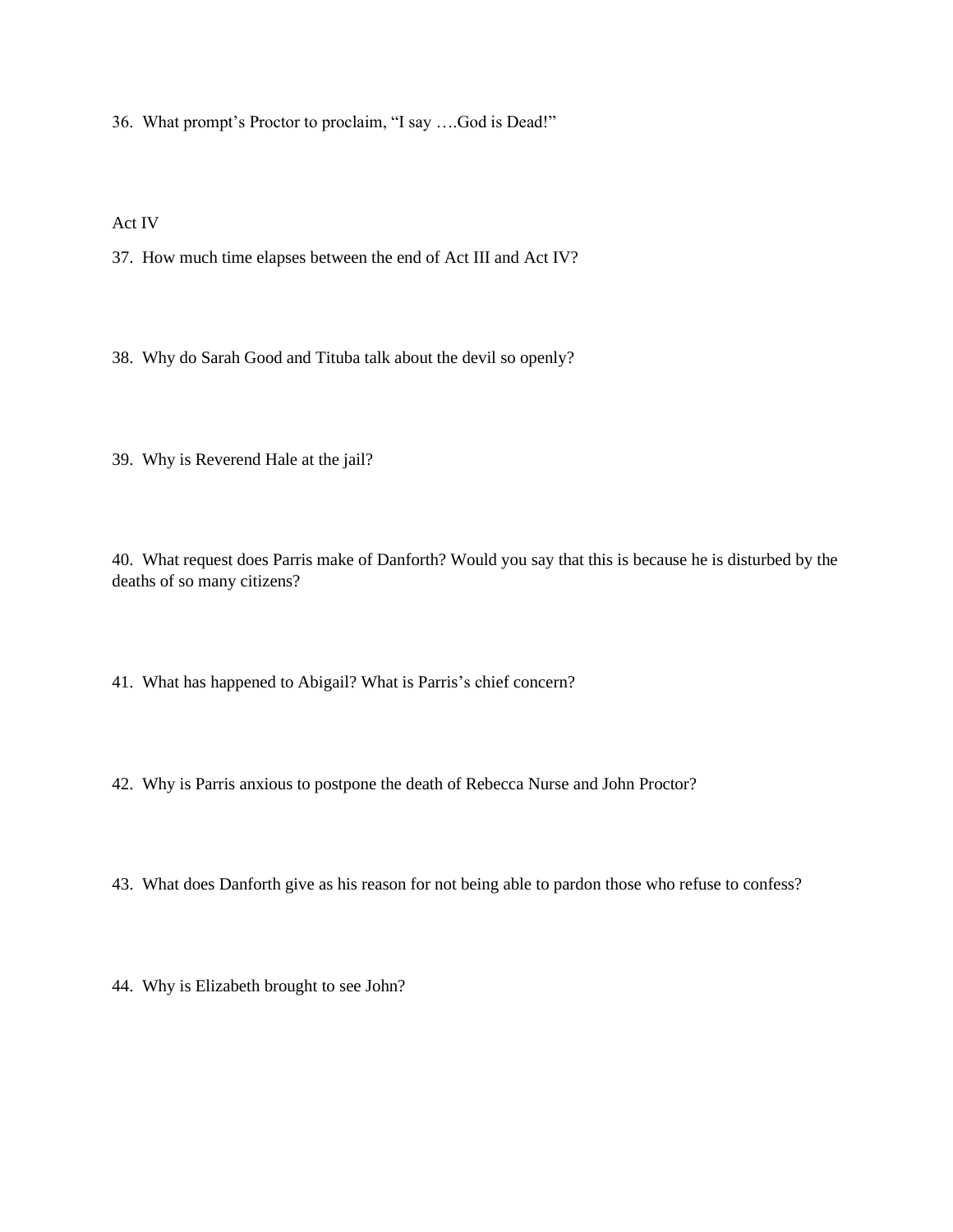36. What prompt's Proctor to proclaim, "I say ….God is Dead!"

Act IV

37. How much time elapses between the end of Act III and Act IV?

38. Why do Sarah Good and Tituba talk about the devil so openly?

39. Why is Reverend Hale at the jail?

40. What request does Parris make of Danforth? Would you say that this is because he is disturbed by the deaths of so many citizens?

41. What has happened to Abigail? What is Parris's chief concern?

42. Why is Parris anxious to postpone the death of Rebecca Nurse and John Proctor?

43. What does Danforth give as his reason for not being able to pardon those who refuse to confess?

44. Why is Elizabeth brought to see John?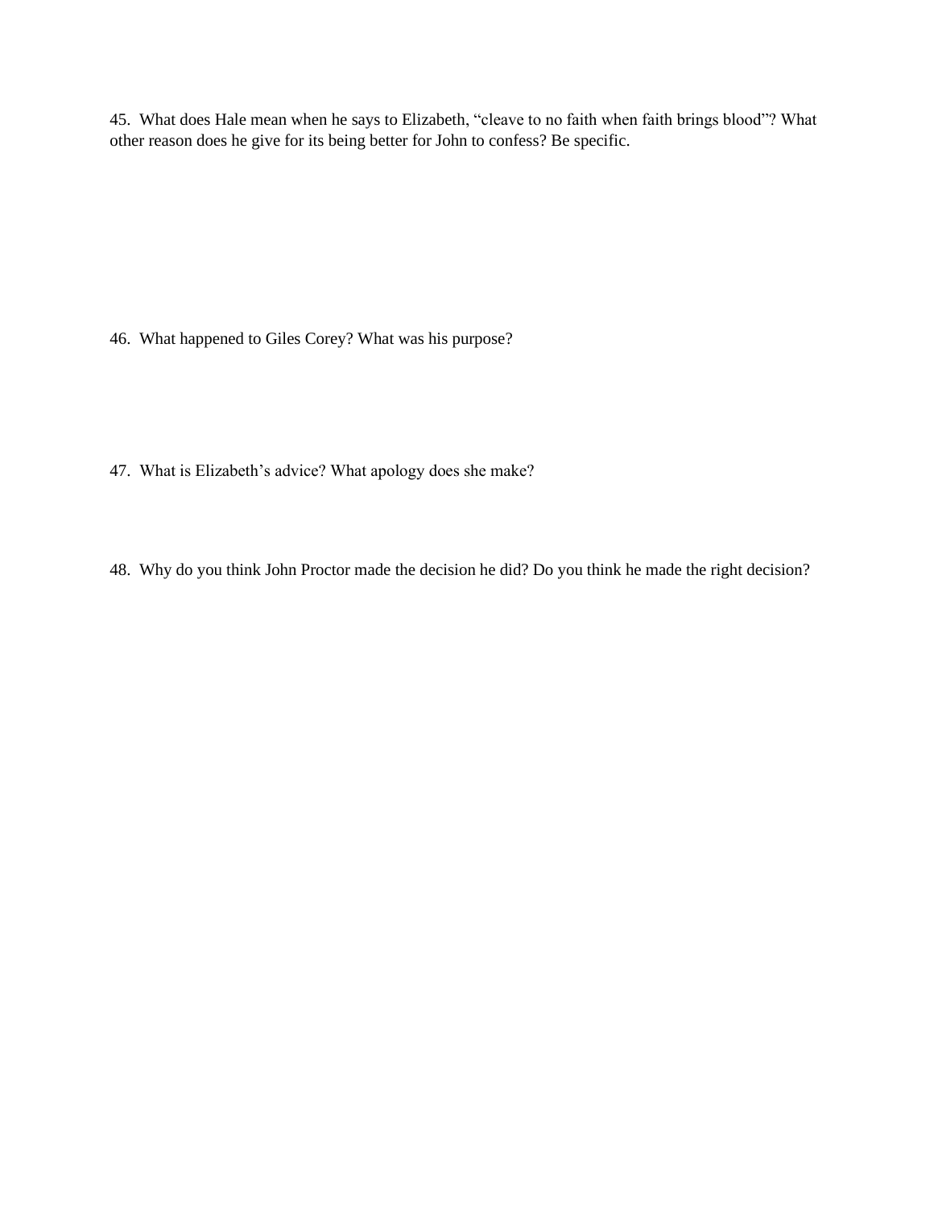45. What does Hale mean when he says to Elizabeth, “cleave to no faith when faith brings blood”? What other reason does he give for its being better for John to confess? Be specific.

46. What happened to Giles Corey? What was his purpose?

47. What is Elizabeth’s advice? What apology does she make?

48. Why do you think John Proctor made the decision he did? Do you think he made the right decision?